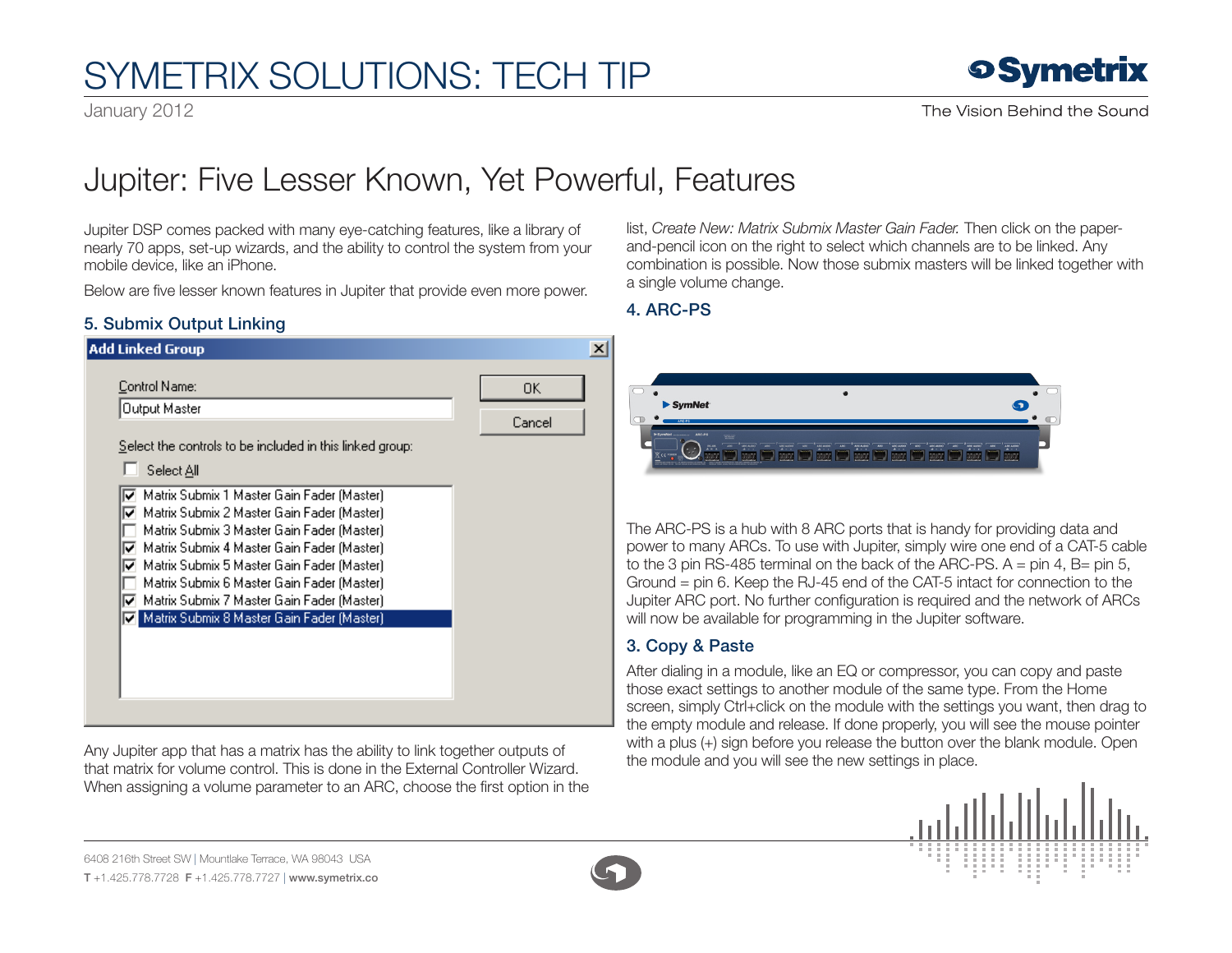# SYMETRIX SOLUTIONS: TECH TIP

January 2012

## Jupiter: Five Lesser Known, Yet Powerful, Features

Jupiter DSP comes packed with many eye-catching features, like a library of nearly 70 apps, set-up wizards, and the ability to control the system from your mobile device, like an iPhone.

Below are five lesser known features in Jupiter that provide even more power.

### 5. Submix Output Linking

Any Jupiter app that has a matrix has the ability to link together outputs of that matrix for volume control. This is done in the External Controller Wizard. When assigning a volume parameter to an ARC, choose the first option in the list, *Create New: Matrix Submix Master Gain Fader.* Then click on the paper-and-pencil icon on the right to select which channels are to be linked. Any combination is possible. Now those submix masters will be linked together with a single volume change.

### 4. ARC-PS

The ARC-PS is a hub with 8 ARC ports that is handy for providing data and power to many ARCs. To use with Jupiter, simply wire one end of a CAT-5 cable to the 3 pin RS-485 terminal on the back of the ARC-PS. A = pin 4, B= pin 5, Ground = pin 6. Keep the RJ-45 end of the CAT-5 intact for connection to the Jupiter ARC port. No further configuration is required and the network of ARCs will now be available for programming in the Jupiter software.

### 3. Copy & Paste

After dialing in a module, like an EQ or compressor, you can copy and paste those exact settings to another module of the same type. From the Home screen, simply Ctrl+click on the module with the settings you want, then drag to the empty module and release. If done properly, you will see the mouse pointer with a plus (+) sign before you release the button over the blank module. Open the module and you will see the new settings in place.

6408 216th Street SW | Mountlake Terrace, WA 98043 USA
**T** +1.425.778.7728 **F** +1.425.778.7727 | **www.symetrix.co**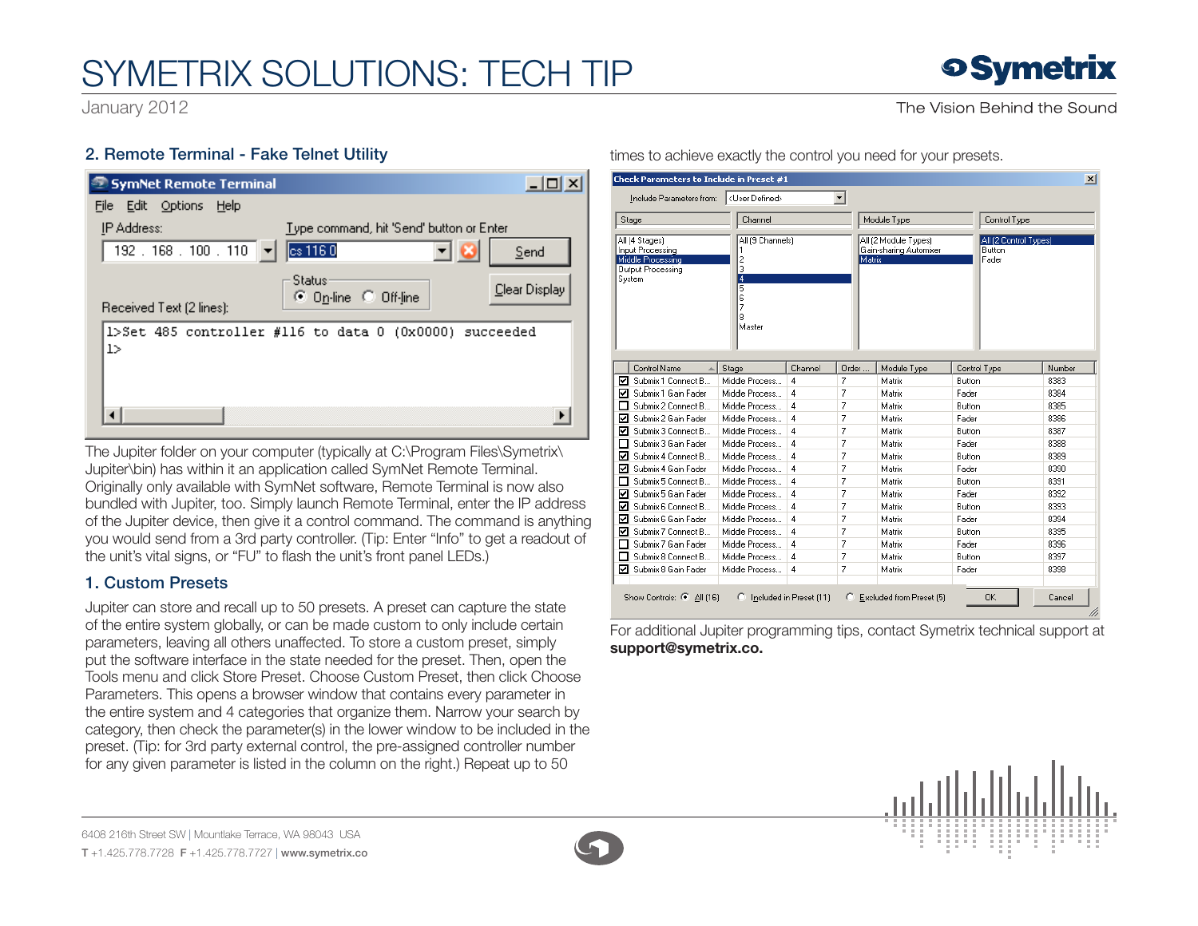# SYMETRIX SOLUTIONS: TECH TIP

January 2012

The Vision Behind the Sound

## 2. Remote Terminal - Fake Telnet Utility

The Jupiter folder on your computer (typically at C:\Program Files\Symetrix\Jupiter\bin) has within it an application called SymNet Remote Terminal. Originally only available with SymNet software, Remote Terminal is now also bundled with Jupiter, too. Simply launch Remote Terminal, enter the IP address of the Jupiter device, then give it a control command. The command is anything you would send from a 3rd party controller. (Tip: Enter "Info" to get a readout of the unit's vital signs, or "FU" to flash the unit's front panel LEDs.)

## 1. Custom Presets

Jupiter can store and recall up to 50 presets. A preset can capture the state of the entire system globally, or can be made custom to only include certain parameters, leaving all others unaffected. To store a custom preset, simply put the software interface in the state needed for the preset. Then, open the Tools menu and click Store Preset. Choose Custom Preset, then click Choose Parameters. This opens a browser window that contains every parameter in the entire system and 4 categories that organize them. Narrow your search by category, then check the parameter(s) in the lower window to be included in the preset. (Tip: for 3rd party external control, the pre-assigned controller number for any given parameter is listed in the column on the right.) Repeat up to 50 times to achieve exactly the control you need for your presets.

For additional Jupiter programming tips, contact Symetrix technical support at **support@symetrix.co.**

6408 216th Street SW | Mountlake Terrace, WA 98043 USA

**T** +1.425.778.7728 **F** +1.425.778.7727 | **www.symetrix.co**